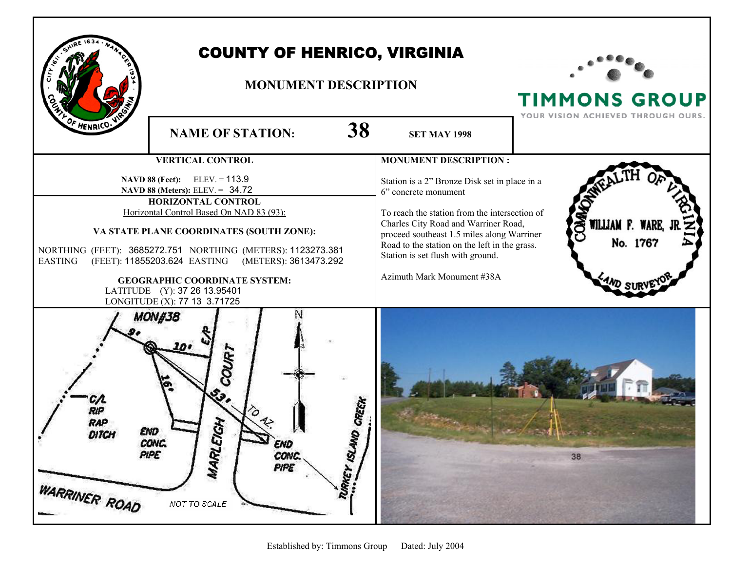# COUNTY OF HENRICO, VIRGINIA

## MONUMENT DESCRIPTION

**NAME OF STATION:** **38** **SET MAY 1998**

### VERTICAL CONTROL

**NAVD 88 (Feet):** ELEV. = 113.9
**NAVD 88 (Meters):** ELEV. = 34.72

### HORIZONTAL CONTROL

Horizontal Control Based On NAD 83 (93):

**VA STATE PLANE COORDINATES (SOUTH ZONE):**

NORTHING (FEET): 3685272.751 NORTHING (METERS): 1123273.381
EASTING (FEET): 11855203.624 EASTING (METERS): 3613473.292

**GEOGRAPHIC COORDINATE SYSTEM:**

LATITUDE (Y): 37 26 13.95401
LONGITUDE (X): 77 13 3.71725

### MONUMENT DESCRIPTION :

Station is a 2" Bronze Disk set in place in a 6" concrete monument

To reach the station from the intersection of Charles City Road and Warriner Road, proceed southeast 1.5 miles along Warriner Road to the station on the left in the grass. Station is set flush with ground.

Azimuth Mark Monument #38A

COMMONWEALTH OF VIRGINIA
WILLIAM F. WARE, JR.
No. 1767
LAND SURVEYOR

MON#38 9' 10' 16' 53' TO AZ. E/P MARLEIGH COURT C/L RIP RAP DITCH END CONC. PIPE END CONC. PIPE TURKEY ISLAND CREEK WARRINER ROAD NOT TO SCALE N

38

Established by: Timmons Group Dated: July 2004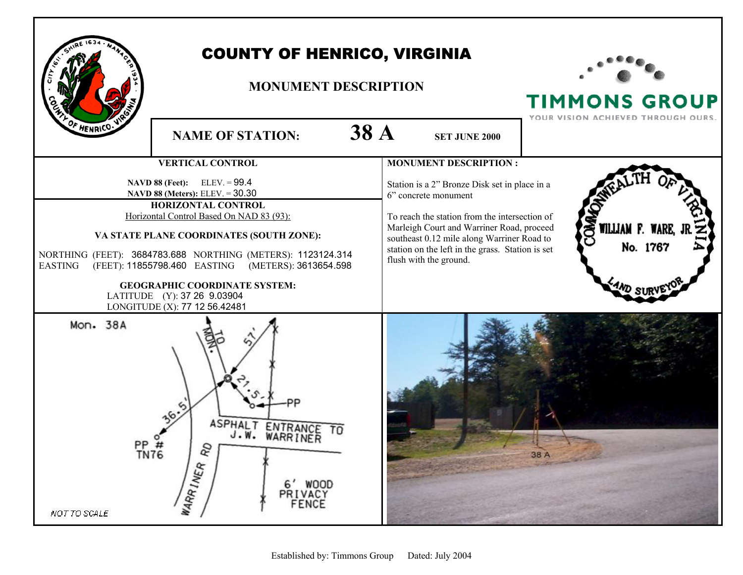# COUNTY OF HENRICO, VIRGINIA

## MONUMENT DESCRIPTION

TIMMONS GROUP
YOUR VISION ACHIEVED THROUGH OURS.

**NAME OF STATION:** **38 A** **SET JUNE 2000**

### VERTICAL CONTROL

**NAVD 88 (Feet):** ELEV. = 99.4
**NAVD 88 (Meters):** ELEV. = 30.30

### HORIZONTAL CONTROL

Horizontal Control Based On NAD 83 (93):

**VA STATE PLANE COORDINATES (SOUTH ZONE):**

NORTHING (FEET): 3684783.688 NORTHING (METERS): 1123124.314
EASTING (FEET): 11855798.460 EASTING (METERS): 3613654.598

**GEOGRAPHIC COORDINATE SYSTEM:**

LATITUDE (Y): 37 26 9.03904
LONGITUDE (X): 77 12 56.42481

### MONUMENT DESCRIPTION :

Station is a 2" Bronze Disk set in place in a 6" concrete monument

To reach the station from the intersection of Marleigh Court and Warriner Road, proceed southeast 0.12 mile along Warriner Road to station on the left in the grass. Station is set flush with the ground.

COMMONWEALTH OF VIRGINIA
WILLIAM F. WARE, JR.
No. 1767
LAND SURVEYOR

Mon. 38A

TO MON.
57'
21.5'
PP
36.5'
PP # TN76
ASPHALT ENTRANCE TO J.W. WARRINER
WARRINER RD
6' WOOD PRIVACY FENCE
NOT TO SCALE

38 A

Established by: Timmons Group Dated: July 2004